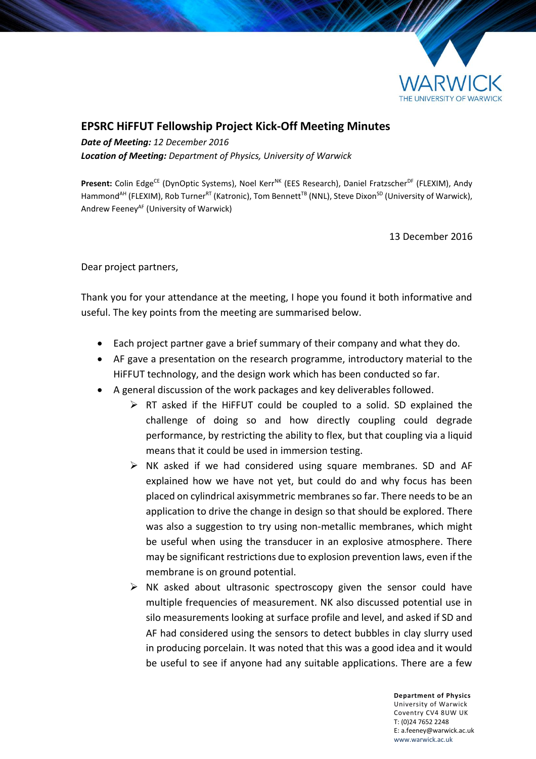## EPSRC HiFFUT Fellowship Project Kick-Off Meeting Minutes

***Date of Meeting:*** *12 December 2016*
***Location of Meeting:*** *Department of Physics, University of Warwick*

**Present:** Colin Edge[CE] (DynOptic Systems), Noel Kerr[NK] (EES Research), Daniel Fratzscher[DF] (FLEXIM), Andy Hammond[AH] (FLEXIM), Rob Turner[RT] (Katronic), Tom Bennett[TB] (NNL), Steve Dixon[SD] (University of Warwick), Andrew Feeney[AF] (University of Warwick)

13 December 2016

Dear project partners,

Thank you for your attendance at the meeting, I hope you found it both informative and useful. The key points from the meeting are summarised below.

- Each project partner gave a brief summary of their company and what they do.
- AF gave a presentation on the research programme, introductory material to the HiFFUT technology, and the design work which has been conducted so far.
- A general discussion of the work packages and key deliverables followed.
  - RT asked if the HiFFUT could be coupled to a solid. SD explained the challenge of doing so and how directly coupling could degrade performance, by restricting the ability to flex, but that coupling via a liquid means that it could be used in immersion testing.
  - NK asked if we had considered using square membranes. SD and AF explained how we have not yet, but could do and why focus has been placed on cylindrical axisymmetric membranes so far. There needs to be an application to drive the change in design so that should be explored. There was also a suggestion to try using non-metallic membranes, which might be useful when using the transducer in an explosive atmosphere. There may be significant restrictions due to explosion prevention laws, even if the membrane is on ground potential.
  - NK asked about ultrasonic spectroscopy given the sensor could have multiple frequencies of measurement. NK also discussed potential use in silo measurements looking at surface profile and level, and asked if SD and AF had considered using the sensors to detect bubbles in clay slurry used in producing porcelain. It was noted that this was a good idea and it would be useful to see if anyone had any suitable applications. There are a few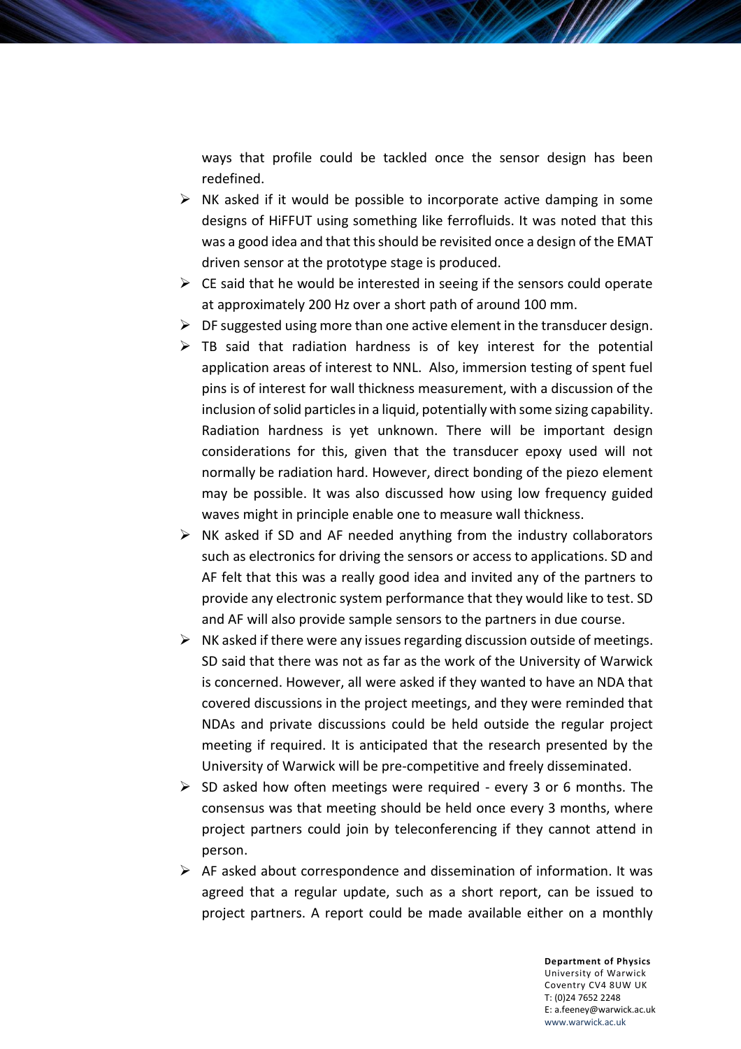ways that profile could be tackled once the sensor design has been redefined.

- NK asked if it would be possible to incorporate active damping in some designs of HiFFUT using something like ferrofluids. It was noted that this was a good idea and that this should be revisited once a design of the EMAT driven sensor at the prototype stage is produced.
- CE said that he would be interested in seeing if the sensors could operate at approximately 200 Hz over a short path of around 100 mm.
- DF suggested using more than one active element in the transducer design.
- TB said that radiation hardness is of key interest for the potential application areas of interest to NNL. Also, immersion testing of spent fuel pins is of interest for wall thickness measurement, with a discussion of the inclusion of solid particles in a liquid, potentially with some sizing capability. Radiation hardness is yet unknown. There will be important design considerations for this, given that the transducer epoxy used will not normally be radiation hard. However, direct bonding of the piezo element may be possible. It was also discussed how using low frequency guided waves might in principle enable one to measure wall thickness.
- NK asked if SD and AF needed anything from the industry collaborators such as electronics for driving the sensors or access to applications. SD and AF felt that this was a really good idea and invited any of the partners to provide any electronic system performance that they would like to test. SD and AF will also provide sample sensors to the partners in due course.
- NK asked if there were any issues regarding discussion outside of meetings. SD said that there was not as far as the work of the University of Warwick is concerned. However, all were asked if they wanted to have an NDA that covered discussions in the project meetings, and they were reminded that NDAs and private discussions could be held outside the regular project meeting if required. It is anticipated that the research presented by the University of Warwick will be pre-competitive and freely disseminated.
- SD asked how often meetings were required - every 3 or 6 months. The consensus was that meeting should be held once every 3 months, where project partners could join by teleconferencing if they cannot attend in person.
- AF asked about correspondence and dissemination of information. It was agreed that a regular update, such as a short report, can be issued to project partners. A report could be made available either on a monthly

**Department of Physics**
University of Warwick
Coventry CV4 8UW UK
T: (0)24 7652 2248
E: a.feeney@warwick.ac.uk
www.warwick.ac.uk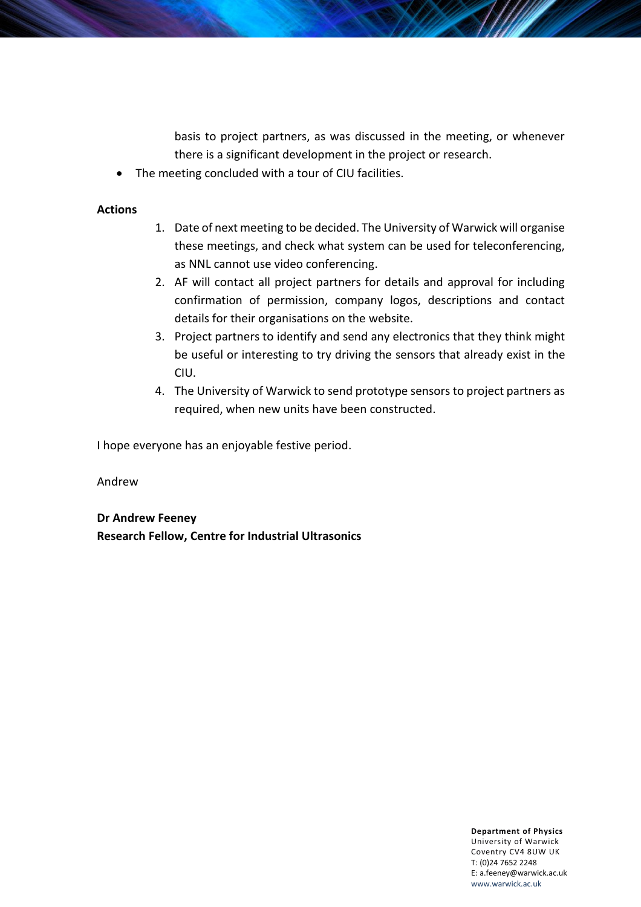basis to project partners, as was discussed in the meeting, or whenever there is a significant development in the project or research.

- The meeting concluded with a tour of CIU facilities.

**Actions**

1. Date of next meeting to be decided. The University of Warwick will organise these meetings, and check what system can be used for teleconferencing, as NNL cannot use video conferencing.
2. AF will contact all project partners for details and approval for including confirmation of permission, company logos, descriptions and contact details for their organisations on the website.
3. Project partners to identify and send any electronics that they think might be useful or interesting to try driving the sensors that already exist in the CIU.
4. The University of Warwick to send prototype sensors to project partners as required, when new units have been constructed.

I hope everyone has an enjoyable festive period.

Andrew

**Dr Andrew Feeney**
**Research Fellow, Centre for Industrial Ultrasonics**

**Department of Physics**
University of Warwick
Coventry CV4 8UW UK
T: (0)24 7652 2248
E: a.feeney@warwick.ac.uk
www.warwick.ac.uk